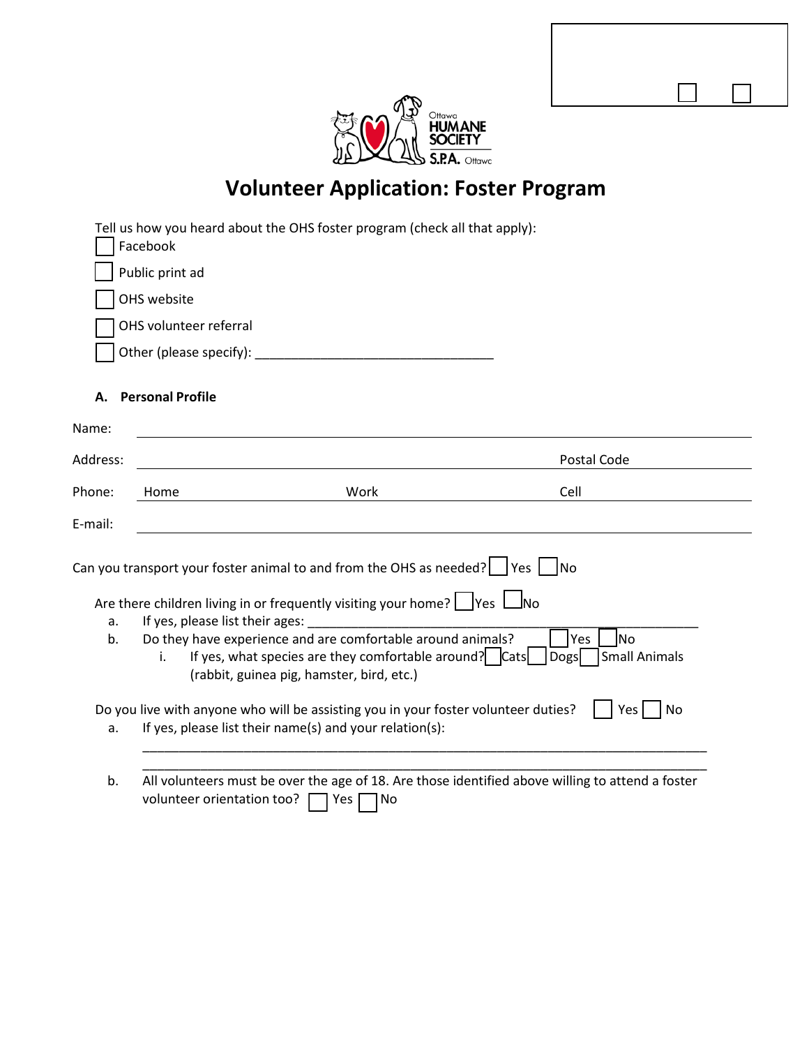Ottawa HUMANE SOCIETY S.P.A. Ottawa

# Volunteer Application: Foster Program

Tell us how you heard about the OHS foster program (check all that apply):

☐ Facebook

☐ Public print ad

☐ OHS website

☐ OHS volunteer referral

☐ Other (please specify): ________________________________

## A. Personal Profile

Name: ______________________________________________

Address: ______________________________ Postal Code ____________

Phone: Home ____________ Work ____________ Cell ____________

E-mail: ______________________________________________

Can you transport your foster animal to and from the OHS as needed? ☐ Yes ☐ No

Are there children living in or frequently visiting your home? ☐ Yes ☐ No

a. If yes, please list their ages: ______________________________________________

b. Do they have experience and are comfortable around animals? ☐ Yes ☐ No

   i. If yes, what species are they comfortable around? ☐ Cats ☐ Dogs ☐ Small Animals (rabbit, guinea pig, hamster, bird, etc.)

Do you live with anyone who will be assisting you in your foster volunteer duties? ☐ Yes ☐ No

a. If yes, please list their name(s) and your relation(s):

______________________________________________________________________________

______________________________________________________________________________

b. All volunteers must be over the age of 18. Are those identified above willing to attend a foster volunteer orientation too? ☐ Yes ☐ No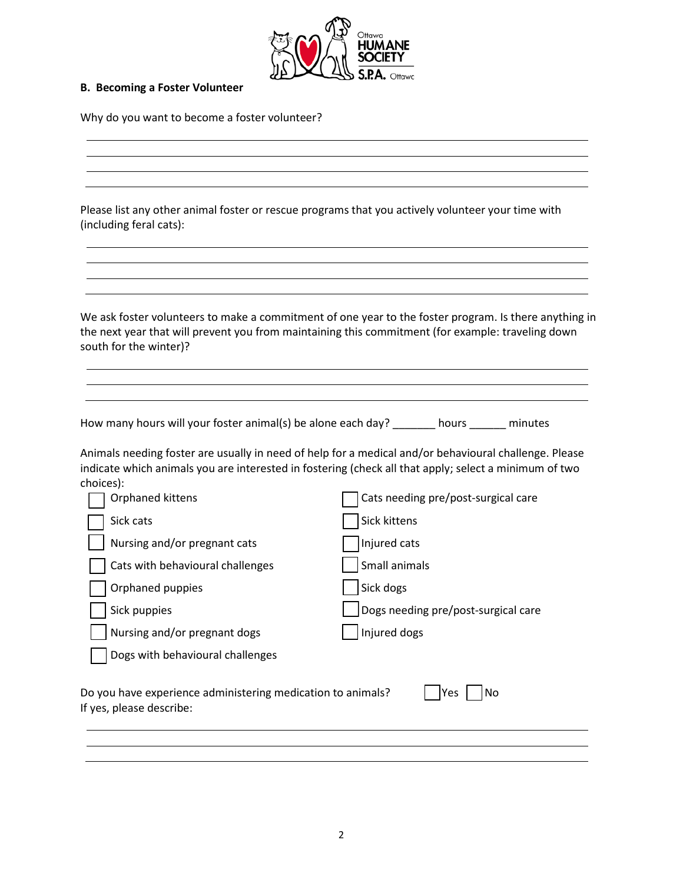## B. Becoming a Foster Volunteer

Why do you want to become a foster volunteer?

\_\_\_\_\_\_\_\_\_\_\_\_\_\_\_\_\_\_\_\_\_\_\_\_\_\_\_\_\_\_\_\_\_\_\_\_\_\_\_\_\_\_\_\_\_\_\_\_\_\_\_\_\_\_\_\_\_\_\_\_\_\_\_\_\_\_\_\_\_\_\_\_\_\_\_\_

\_\_\_\_\_\_\_\_\_\_\_\_\_\_\_\_\_\_\_\_\_\_\_\_\_\_\_\_\_\_\_\_\_\_\_\_\_\_\_\_\_\_\_\_\_\_\_\_\_\_\_\_\_\_\_\_\_\_\_\_\_\_\_\_\_\_\_\_\_\_\_\_\_\_\_\_

\_\_\_\_\_\_\_\_\_\_\_\_\_\_\_\_\_\_\_\_\_\_\_\_\_\_\_\_\_\_\_\_\_\_\_\_\_\_\_\_\_\_\_\_\_\_\_\_\_\_\_\_\_\_\_\_\_\_\_\_\_\_\_\_\_\_\_\_\_\_\_\_\_\_\_\_

\_\_\_\_\_\_\_\_\_\_\_\_\_\_\_\_\_\_\_\_\_\_\_\_\_\_\_\_\_\_\_\_\_\_\_\_\_\_\_\_\_\_\_\_\_\_\_\_\_\_\_\_\_\_\_\_\_\_\_\_\_\_\_\_\_\_\_\_\_\_\_\_\_\_\_\_

Please list any other animal foster or rescue programs that you actively volunteer your time with (including feral cats):

\_\_\_\_\_\_\_\_\_\_\_\_\_\_\_\_\_\_\_\_\_\_\_\_\_\_\_\_\_\_\_\_\_\_\_\_\_\_\_\_\_\_\_\_\_\_\_\_\_\_\_\_\_\_\_\_\_\_\_\_\_\_\_\_\_\_\_\_\_\_\_\_\_\_\_\_

\_\_\_\_\_\_\_\_\_\_\_\_\_\_\_\_\_\_\_\_\_\_\_\_\_\_\_\_\_\_\_\_\_\_\_\_\_\_\_\_\_\_\_\_\_\_\_\_\_\_\_\_\_\_\_\_\_\_\_\_\_\_\_\_\_\_\_\_\_\_\_\_\_\_\_\_

\_\_\_\_\_\_\_\_\_\_\_\_\_\_\_\_\_\_\_\_\_\_\_\_\_\_\_\_\_\_\_\_\_\_\_\_\_\_\_\_\_\_\_\_\_\_\_\_\_\_\_\_\_\_\_\_\_\_\_\_\_\_\_\_\_\_\_\_\_\_\_\_\_\_\_\_

\_\_\_\_\_\_\_\_\_\_\_\_\_\_\_\_\_\_\_\_\_\_\_\_\_\_\_\_\_\_\_\_\_\_\_\_\_\_\_\_\_\_\_\_\_\_\_\_\_\_\_\_\_\_\_\_\_\_\_\_\_\_\_\_\_\_\_\_\_\_\_\_\_\_\_\_

We ask foster volunteers to make a commitment of one year to the foster program. Is there anything in the next year that will prevent you from maintaining this commitment (for example: traveling down south for the winter)?

\_\_\_\_\_\_\_\_\_\_\_\_\_\_\_\_\_\_\_\_\_\_\_\_\_\_\_\_\_\_\_\_\_\_\_\_\_\_\_\_\_\_\_\_\_\_\_\_\_\_\_\_\_\_\_\_\_\_\_\_\_\_\_\_\_\_\_\_\_\_\_\_\_\_\_\_

\_\_\_\_\_\_\_\_\_\_\_\_\_\_\_\_\_\_\_\_\_\_\_\_\_\_\_\_\_\_\_\_\_\_\_\_\_\_\_\_\_\_\_\_\_\_\_\_\_\_\_\_\_\_\_\_\_\_\_\_\_\_\_\_\_\_\_\_\_\_\_\_\_\_\_\_

\_\_\_\_\_\_\_\_\_\_\_\_\_\_\_\_\_\_\_\_\_\_\_\_\_\_\_\_\_\_\_\_\_\_\_\_\_\_\_\_\_\_\_\_\_\_\_\_\_\_\_\_\_\_\_\_\_\_\_\_\_\_\_\_\_\_\_\_\_\_\_\_\_\_\_\_

How many hours will your foster animal(s) be alone each day? \_\_\_\_\_\_\_ hours \_\_\_\_\_\_ minutes

Animals needing foster are usually in need of help for a medical and/or behavioural challenge. Please indicate which animals you are interested in fostering (check all that apply; select a minimum of two choices):

- ☐ Orphaned kittens
- ☐ Sick cats
- ☐ Nursing and/or pregnant cats
- ☐ Cats with behavioural challenges
- ☐ Orphaned puppies
- ☐ Sick puppies
- ☐ Nursing and/or pregnant dogs
- ☐ Dogs with behavioural challenges
- ☐ Cats needing pre/post-surgical care
- ☐ Sick kittens
- ☐ Injured cats
- ☐ Small animals
- ☐ Sick dogs
- ☐ Dogs needing pre/post-surgical care
- ☐ Injured dogs

Do you have experience administering medication to animals? ☐ Yes ☐ No

If yes, please describe:

\_\_\_\_\_\_\_\_\_\_\_\_\_\_\_\_\_\_\_\_\_\_\_\_\_\_\_\_\_\_\_\_\_\_\_\_\_\_\_\_\_\_\_\_\_\_\_\_\_\_\_\_\_\_\_\_\_\_\_\_\_\_\_\_\_\_\_\_\_\_\_\_\_\_\_\_

\_\_\_\_\_\_\_\_\_\_\_\_\_\_\_\_\_\_\_\_\_\_\_\_\_\_\_\_\_\_\_\_\_\_\_\_\_\_\_\_\_\_\_\_\_\_\_\_\_\_\_\_\_\_\_\_\_\_\_\_\_\_\_\_\_\_\_\_\_\_\_\_\_\_\_\_

\_\_\_\_\_\_\_\_\_\_\_\_\_\_\_\_\_\_\_\_\_\_\_\_\_\_\_\_\_\_\_\_\_\_\_\_\_\_\_\_\_\_\_\_\_\_\_\_\_\_\_\_\_\_\_\_\_\_\_\_\_\_\_\_\_\_\_\_\_\_\_\_\_\_\_\_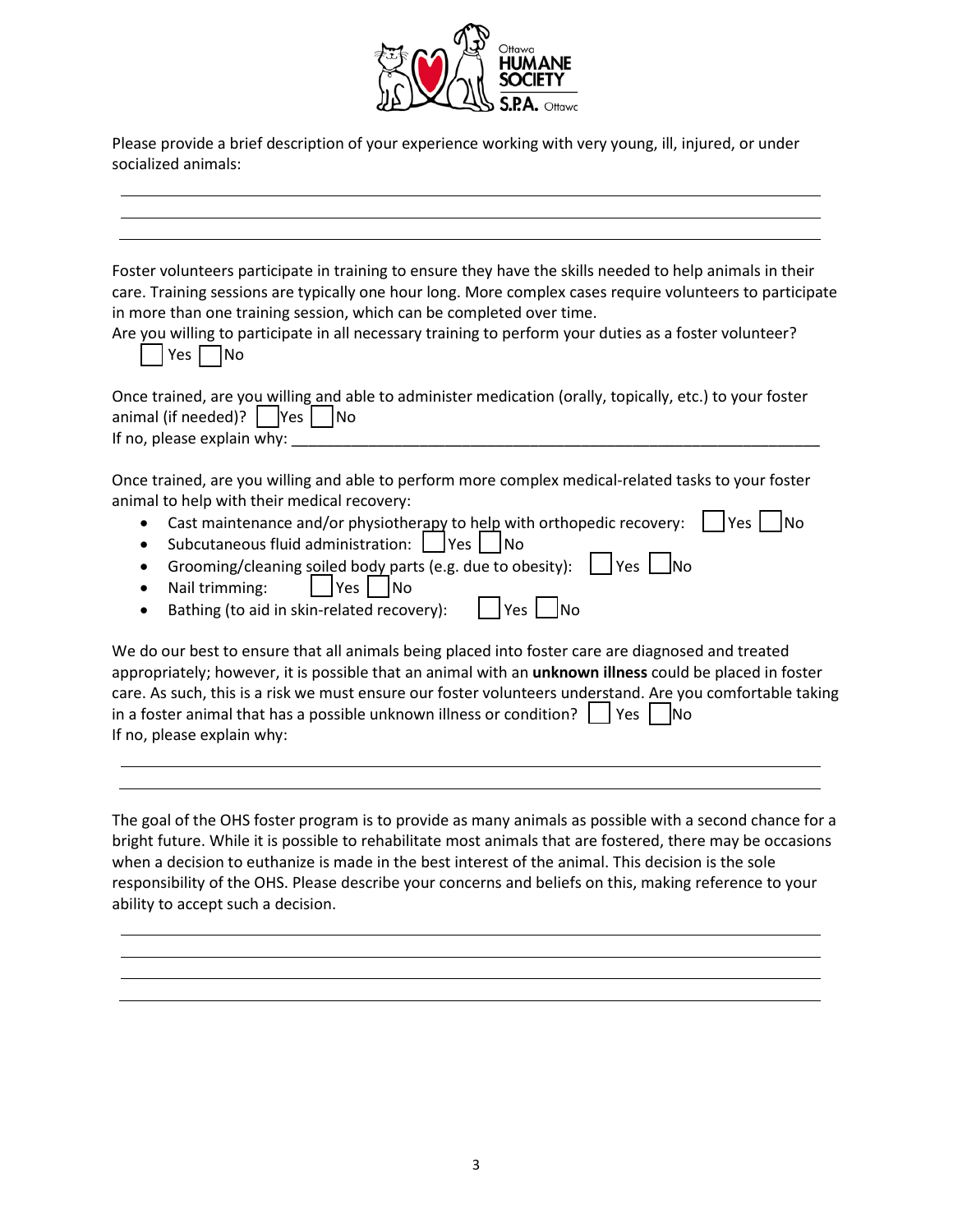Please provide a brief description of your experience working with very young, ill, injured, or under socialized animals:

______________________________________________________________________

______________________________________________________________________

______________________________________________________________________

Foster volunteers participate in training to ensure they have the skills needed to help animals in their care. Training sessions are typically one hour long. More complex cases require volunteers to participate in more than one training session, which can be completed over time.

Are you willing to participate in all necessary training to perform your duties as a foster volunteer?

☐ Yes ☐ No

Once trained, are you willing and able to administer medication (orally, topically, etc.) to your foster animal (if needed)? ☐ Yes ☐ No

If no, please explain why: ____________________________________________________________

Once trained, are you willing and able to perform more complex medical-related tasks to your foster animal to help with their medical recovery:

- Cast maintenance and/or physiotherapy to help with orthopedic recovery: ☐ Yes ☐ No
- Subcutaneous fluid administration: ☐ Yes ☐ No
- Grooming/cleaning soiled body parts (e.g. due to obesity): ☐ Yes ☐ No
- Nail trimming: ☐ Yes ☐ No
- Bathing (to aid in skin-related recovery): ☐ Yes ☐ No

We do our best to ensure that all animals being placed into foster care are diagnosed and treated appropriately; however, it is possible that an animal with an **unknown illness** could be placed in foster care. As such, this is a risk we must ensure our foster volunteers understand. Are you comfortable taking in a foster animal that has a possible unknown illness or condition? ☐ Yes ☐ No

If no, please explain why:

______________________________________________________________________

______________________________________________________________________

The goal of the OHS foster program is to provide as many animals as possible with a second chance for a bright future. While it is possible to rehabilitate most animals that are fostered, there may be occasions when a decision to euthanize is made in the best interest of the animal. This decision is the sole responsibility of the OHS. Please describe your concerns and beliefs on this, making reference to your ability to accept such a decision.

______________________________________________________________________

______________________________________________________________________

______________________________________________________________________

______________________________________________________________________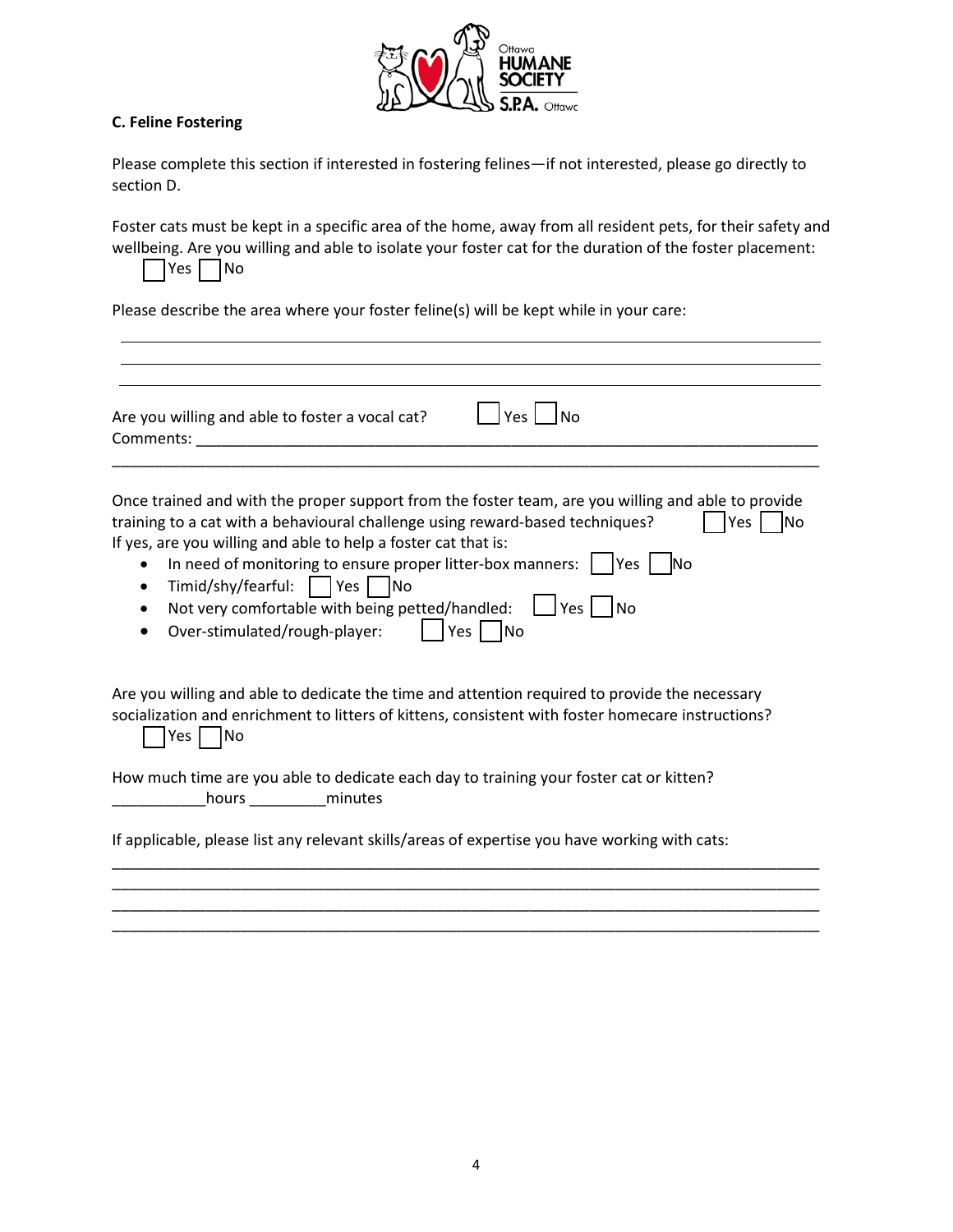### C. Feline Fostering

Please complete this section if interested in fostering felines—if not interested, please go directly to section D.

Foster cats must be kept in a specific area of the home, away from all resident pets, for their safety and wellbeing. Are you willing and able to isolate your foster cat for the duration of the foster placement:
☐ Yes ☐ No

Please describe the area where your foster feline(s) will be kept while in your care:

_______________________________________________________________________________
_______________________________________________________________________________
_______________________________________________________________________________

Are you willing and able to foster a vocal cat? ☐ Yes ☐ No
Comments: _____________________________________________________________________
_______________________________________________________________________________

Once trained and with the proper support from the foster team, are you willing and able to provide training to a cat with a behavioural challenge using reward-based techniques? ☐ Yes ☐ No
If yes, are you willing and able to help a foster cat that is:

- In need of monitoring to ensure proper litter-box manners: ☐ Yes ☐ No
- Timid/shy/fearful: ☐ Yes ☐ No
- Not very comfortable with being petted/handled: ☐ Yes ☐ No
- Over-stimulated/rough-player: ☐ Yes ☐ No

Are you willing and able to dedicate the time and attention required to provide the necessary socialization and enrichment to litters of kittens, consistent with foster homecare instructions?
☐ Yes ☐ No

How much time are you able to dedicate each day to training your foster cat or kitten?
___________hours _________minutes

If applicable, please list any relevant skills/areas of expertise you have working with cats:
_______________________________________________________________________________
_______________________________________________________________________________
_______________________________________________________________________________
_______________________________________________________________________________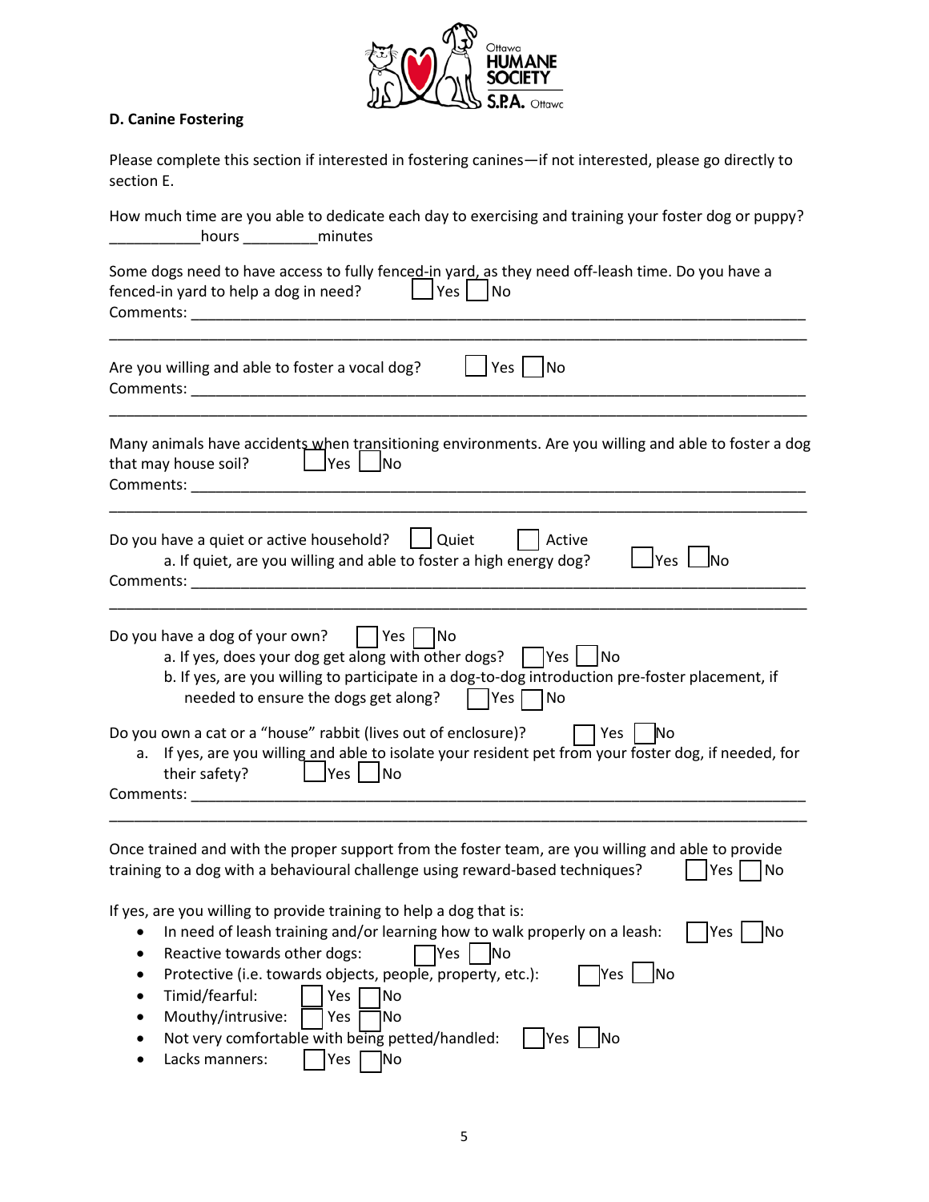### D. Canine Fostering

Please complete this section if interested in fostering canines—if not interested, please go directly to section E.

How much time are you able to dedicate each day to exercising and training your foster dog or puppy? ___________hours _________minutes

Some dogs need to have access to fully fenced-in yard, as they need off-leash time. Do you have a fenced-in yard to help a dog in need? ☐ Yes ☐ No
Comments: ___________________________________________________________________________
_____________________________________________________________________________________

Are you willing and able to foster a vocal dog? ☐ Yes ☐ No
Comments: ___________________________________________________________________________
_____________________________________________________________________________________

Many animals have accidents when transitioning environments. Are you willing and able to foster a dog that may house soil? ☐ Yes ☐ No
Comments: ___________________________________________________________________________
_____________________________________________________________________________________

Do you have a quiet or active household? ☐ Quiet ☐ Active
  a. If quiet, are you willing and able to foster a high energy dog? ☐ Yes ☐ No
Comments: ___________________________________________________________________________
_____________________________________________________________________________________

Do you have a dog of your own? ☐ Yes ☐ No
  a. If yes, does your dog get along with other dogs? ☐ Yes ☐ No
  b. If yes, are you willing to participate in a dog-to-dog introduction pre-foster placement, if needed to ensure the dogs get along? ☐ Yes ☐ No

Do you own a cat or a "house" rabbit (lives out of enclosure)? ☐ Yes ☐ No
  a. If yes, are you willing and able to isolate your resident pet from your foster dog, if needed, for their safety? ☐ Yes ☐ No
Comments: ___________________________________________________________________________
_____________________________________________________________________________________

Once trained and with the proper support from the foster team, are you willing and able to provide training to a dog with a behavioural challenge using reward-based techniques? ☐ Yes ☐ No

If yes, are you willing to provide training to help a dog that is:

- In need of leash training and/or learning how to walk properly on a leash: ☐ Yes ☐ No
- Reactive towards other dogs: ☐ Yes ☐ No
- Protective (i.e. towards objects, people, property, etc.): ☐ Yes ☐ No
- Timid/fearful: ☐ Yes ☐ No
- Mouthy/intrusive: ☐ Yes ☐ No
- Not very comfortable with being petted/handled: ☐ Yes ☐ No
- Lacks manners: ☐ Yes ☐ No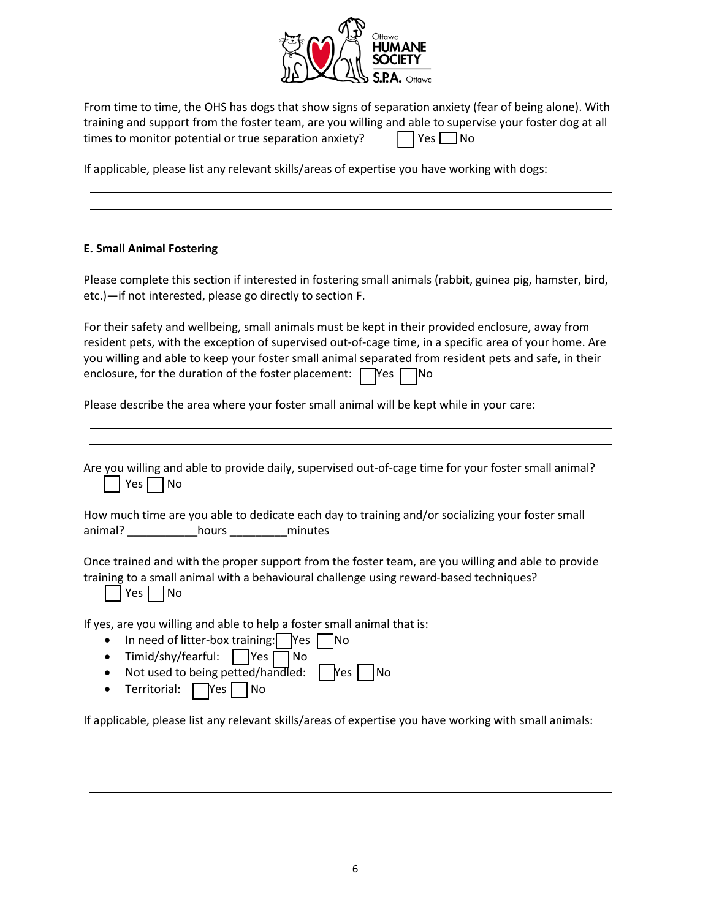From time to time, the OHS has dogs that show signs of separation anxiety (fear of being alone). With training and support from the foster team, are you willing and able to supervise your foster dog at all times to monitor potential or true separation anxiety? ☐ Yes ☐ No

If applicable, please list any relevant skills/areas of expertise you have working with dogs:

\_\_\_\_\_\_\_\_\_\_\_\_\_\_\_\_\_\_\_\_\_\_\_\_\_\_\_\_\_\_\_\_\_\_\_\_\_\_\_\_\_\_\_\_\_\_\_\_\_\_\_\_\_\_\_\_\_\_\_\_\_\_\_\_\_\_\_\_\_\_\_\_\_\_\_\_\_\_

\_\_\_\_\_\_\_\_\_\_\_\_\_\_\_\_\_\_\_\_\_\_\_\_\_\_\_\_\_\_\_\_\_\_\_\_\_\_\_\_\_\_\_\_\_\_\_\_\_\_\_\_\_\_\_\_\_\_\_\_\_\_\_\_\_\_\_\_\_\_\_\_\_\_\_\_\_\_

\_\_\_\_\_\_\_\_\_\_\_\_\_\_\_\_\_\_\_\_\_\_\_\_\_\_\_\_\_\_\_\_\_\_\_\_\_\_\_\_\_\_\_\_\_\_\_\_\_\_\_\_\_\_\_\_\_\_\_\_\_\_\_\_\_\_\_\_\_\_\_\_\_\_\_\_\_\_

**E. Small Animal Fostering**

Please complete this section if interested in fostering small animals (rabbit, guinea pig, hamster, bird, etc.)—if not interested, please go directly to section F.

For their safety and wellbeing, small animals must be kept in their provided enclosure, away from resident pets, with the exception of supervised out-of-cage time, in a specific area of your home. Are you willing and able to keep your foster small animal separated from resident pets and safe, in their enclosure, for the duration of the foster placement: ☐ Yes ☐ No

Please describe the area where your foster small animal will be kept while in your care:

\_\_\_\_\_\_\_\_\_\_\_\_\_\_\_\_\_\_\_\_\_\_\_\_\_\_\_\_\_\_\_\_\_\_\_\_\_\_\_\_\_\_\_\_\_\_\_\_\_\_\_\_\_\_\_\_\_\_\_\_\_\_\_\_\_\_\_\_\_\_\_\_\_\_\_\_\_\_

\_\_\_\_\_\_\_\_\_\_\_\_\_\_\_\_\_\_\_\_\_\_\_\_\_\_\_\_\_\_\_\_\_\_\_\_\_\_\_\_\_\_\_\_\_\_\_\_\_\_\_\_\_\_\_\_\_\_\_\_\_\_\_\_\_\_\_\_\_\_\_\_\_\_\_\_\_\_

Are you willing and able to provide daily, supervised out-of-cage time for your foster small animal?
☐ Yes ☐ No

How much time are you able to dedicate each day to training and/or socializing your foster small animal? \_\_\_\_\_\_\_\_\_\_\_hours \_\_\_\_\_\_\_\_\_minutes

Once trained and with the proper support from the foster team, are you willing and able to provide training to a small animal with a behavioural challenge using reward-based techniques?
☐ Yes ☐ No

If yes, are you willing and able to help a foster small animal that is:

- In need of litter-box training: ☐ Yes ☐ No
- Timid/shy/fearful: ☐ Yes ☐ No
- Not used to being petted/handled: ☐ Yes ☐ No
- Territorial: ☐ Yes ☐ No

If applicable, please list any relevant skills/areas of expertise you have working with small animals:

\_\_\_\_\_\_\_\_\_\_\_\_\_\_\_\_\_\_\_\_\_\_\_\_\_\_\_\_\_\_\_\_\_\_\_\_\_\_\_\_\_\_\_\_\_\_\_\_\_\_\_\_\_\_\_\_\_\_\_\_\_\_\_\_\_\_\_\_\_\_\_\_\_\_\_\_\_\_

\_\_\_\_\_\_\_\_\_\_\_\_\_\_\_\_\_\_\_\_\_\_\_\_\_\_\_\_\_\_\_\_\_\_\_\_\_\_\_\_\_\_\_\_\_\_\_\_\_\_\_\_\_\_\_\_\_\_\_\_\_\_\_\_\_\_\_\_\_\_\_\_\_\_\_\_\_\_

\_\_\_\_\_\_\_\_\_\_\_\_\_\_\_\_\_\_\_\_\_\_\_\_\_\_\_\_\_\_\_\_\_\_\_\_\_\_\_\_\_\_\_\_\_\_\_\_\_\_\_\_\_\_\_\_\_\_\_\_\_\_\_\_\_\_\_\_\_\_\_\_\_\_\_\_\_\_

\_\_\_\_\_\_\_\_\_\_\_\_\_\_\_\_\_\_\_\_\_\_\_\_\_\_\_\_\_\_\_\_\_\_\_\_\_\_\_\_\_\_\_\_\_\_\_\_\_\_\_\_\_\_\_\_\_\_\_\_\_\_\_\_\_\_\_\_\_\_\_\_\_\_\_\_\_\_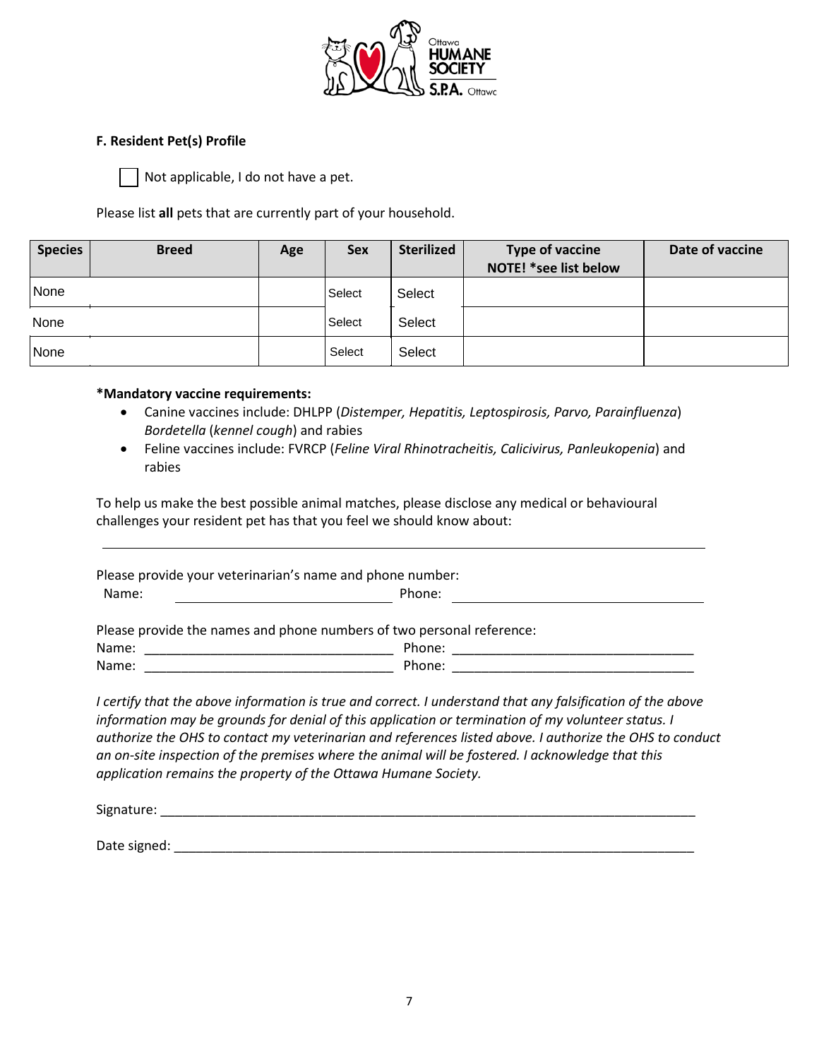### F. Resident Pet(s) Profile

☐ Not applicable, I do not have a pet.

Please list **all** pets that are currently part of your household.

| Species | Breed | Age | Sex | Sterilized | Type of vaccine NOTE! *see list below | Date of vaccine |
|---|---|---|---|---|---|---|
| None | | | Select | Select | | |
| None | | | Select | Select | | |
| None | | | Select | Select | | |

**\*Mandatory vaccine requirements:**

- Canine vaccines include: DHLPP (*Distemper, Hepatitis, Leptospirosis, Parvo, Parainfluenza*) *Bordetella* (*kennel cough*) and rabies
- Feline vaccines include: FVRCP (*Feline Viral Rhinotracheitis, Calicivirus, Panleukopenia*) and rabies

To help us make the best possible animal matches, please disclose any medical or behavioural challenges your resident pet has that you feel we should know about:

___________________________________________________________________________

Please provide your veterinarian's name and phone number:
Name: ______________________________ Phone: ______________________________

Please provide the names and phone numbers of two personal reference:
Name: ___________________________________ Phone: __________________________________
Name: ___________________________________ Phone: __________________________________

*I certify that the above information is true and correct. I understand that any falsification of the above information may be grounds for denial of this application or termination of my volunteer status. I authorize the OHS to contact my veterinarian and references listed above. I authorize the OHS to conduct an on-site inspection of the premises where the animal will be fostered. I acknowledge that this application remains the property of the Ottawa Humane Society.*

Signature: ___________________________________________________________________________

Date signed: _________________________________________________________________________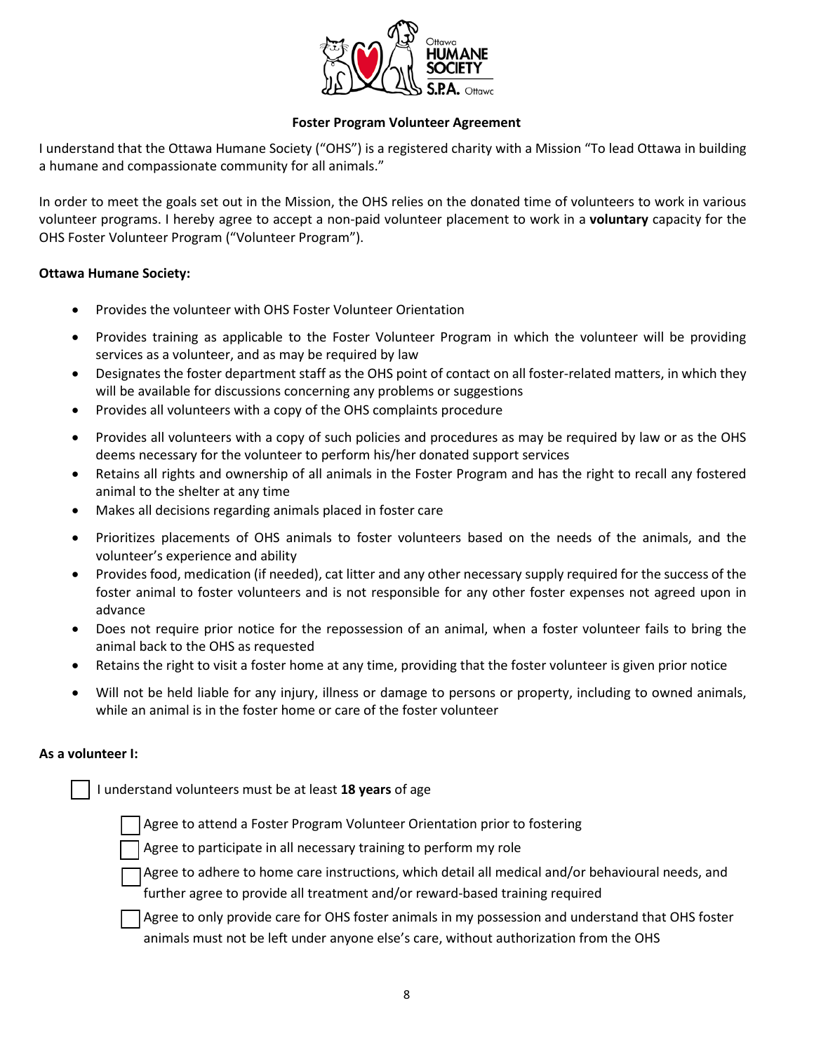**Foster Program Volunteer Agreement**

I understand that the Ottawa Humane Society ("OHS") is a registered charity with a Mission "To lead Ottawa in building a humane and compassionate community for all animals."

In order to meet the goals set out in the Mission, the OHS relies on the donated time of volunteers to work in various volunteer programs. I hereby agree to accept a non-paid volunteer placement to work in a **voluntary** capacity for the OHS Foster Volunteer Program ("Volunteer Program").

**Ottawa Humane Society:**

- Provides the volunteer with OHS Foster Volunteer Orientation
- Provides training as applicable to the Foster Volunteer Program in which the volunteer will be providing services as a volunteer, and as may be required by law
- Designates the foster department staff as the OHS point of contact on all foster-related matters, in which they will be available for discussions concerning any problems or suggestions
- Provides all volunteers with a copy of the OHS complaints procedure
- Provides all volunteers with a copy of such policies and procedures as may be required by law or as the OHS deems necessary for the volunteer to perform his/her donated support services
- Retains all rights and ownership of all animals in the Foster Program and has the right to recall any fostered animal to the shelter at any time
- Makes all decisions regarding animals placed in foster care
- Prioritizes placements of OHS animals to foster volunteers based on the needs of the animals, and the volunteer's experience and ability
- Provides food, medication (if needed), cat litter and any other necessary supply required for the success of the foster animal to foster volunteers and is not responsible for any other foster expenses not agreed upon in advance
- Does not require prior notice for the repossession of an animal, when a foster volunteer fails to bring the animal back to the OHS as requested
- Retains the right to visit a foster home at any time, providing that the foster volunteer is given prior notice
- Will not be held liable for any injury, illness or damage to persons or property, including to owned animals, while an animal is in the foster home or care of the foster volunteer

**As a volunteer I:**

- ☐ I understand volunteers must be at least **18 years** of age
  - ☐ Agree to attend a Foster Program Volunteer Orientation prior to fostering
  - ☐ Agree to participate in all necessary training to perform my role
  - ☐ Agree to adhere to home care instructions, which detail all medical and/or behavioural needs, and further agree to provide all treatment and/or reward-based training required
  - ☐ Agree to only provide care for OHS foster animals in my possession and understand that OHS foster animals must not be left under anyone else's care, without authorization from the OHS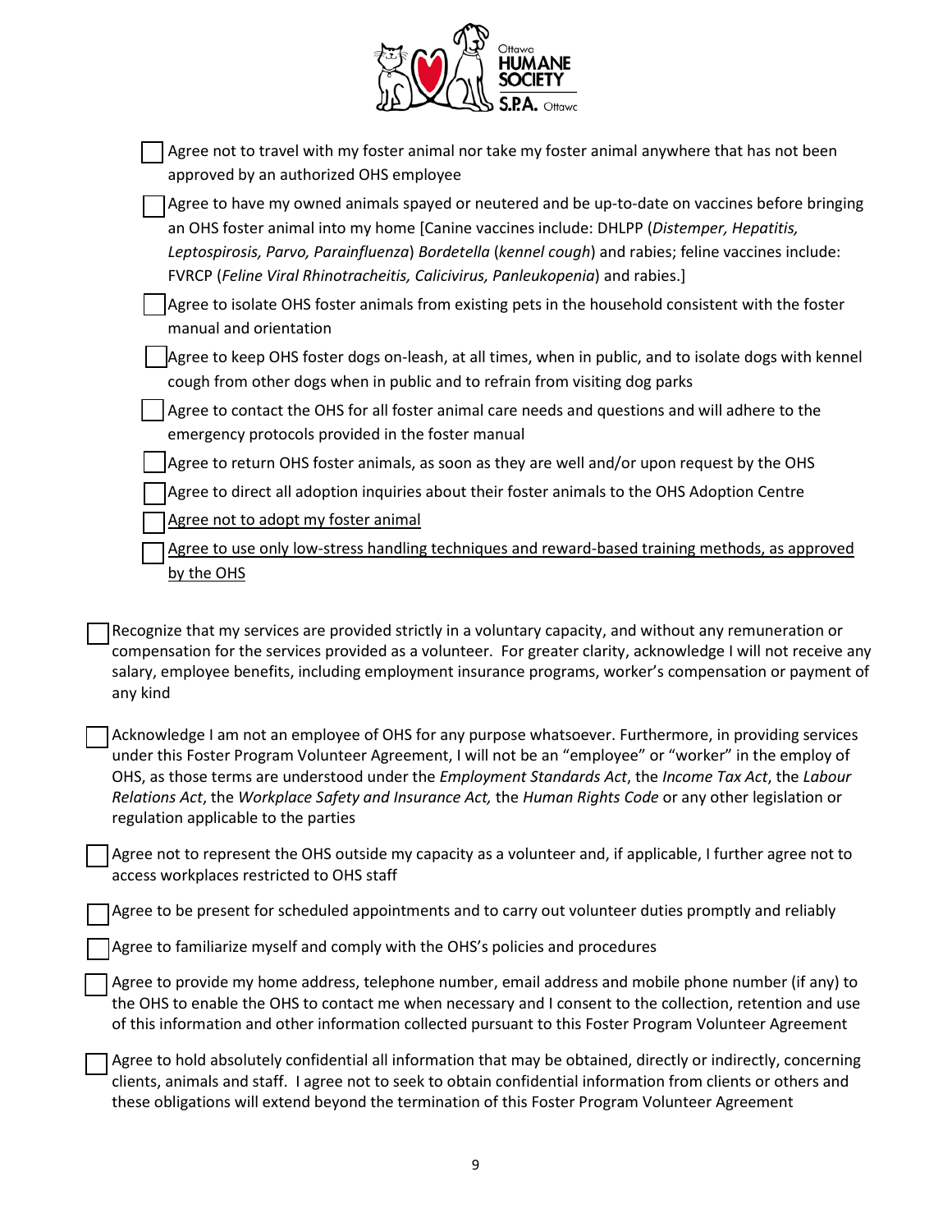- [ ] Agree not to travel with my foster animal nor take my foster animal anywhere that has not been approved by an authorized OHS employee
- [ ] Agree to have my owned animals spayed or neutered and be up-to-date on vaccines before bringing an OHS foster animal into my home [Canine vaccines include: DHLPP (*Distemper, Hepatitis, Leptospirosis, Parvo, Parainfluenza*) *Bordetella* (*kennel cough*) and rabies; feline vaccines include: FVRCP (*Feline Viral Rhinotracheitis, Calicivirus, Panleukopenia*) and rabies.]
- [ ] Agree to isolate OHS foster animals from existing pets in the household consistent with the foster manual and orientation
- [ ] Agree to keep OHS foster dogs on-leash, at all times, when in public, and to isolate dogs with kennel cough from other dogs when in public and to refrain from visiting dog parks
- [ ] Agree to contact the OHS for all foster animal care needs and questions and will adhere to the emergency protocols provided in the foster manual
- [ ] Agree to return OHS foster animals, as soon as they are well and/or upon request by the OHS
- [ ] Agree to direct all adoption inquiries about their foster animals to the OHS Adoption Centre
- [ ] <u>Agree not to adopt my foster animal</u>
- [ ] <u>Agree to use only low-stress handling techniques and reward-based training methods, as approved by the OHS</u>

- [ ] Recognize that my services are provided strictly in a voluntary capacity, and without any remuneration or compensation for the services provided as a volunteer. For greater clarity, acknowledge I will not receive any salary, employee benefits, including employment insurance programs, worker's compensation or payment of any kind
- [ ] Acknowledge I am not an employee of OHS for any purpose whatsoever. Furthermore, in providing services under this Foster Program Volunteer Agreement, I will not be an "employee" or "worker" in the employ of OHS, as those terms are understood under the *Employment Standards Act*, the *Income Tax Act*, the *Labour Relations Act*, the *Workplace Safety and Insurance Act,* the *Human Rights Code* or any other legislation or regulation applicable to the parties
- [ ] Agree not to represent the OHS outside my capacity as a volunteer and, if applicable, I further agree not to access workplaces restricted to OHS staff
- [ ] Agree to be present for scheduled appointments and to carry out volunteer duties promptly and reliably
- [ ] Agree to familiarize myself and comply with the OHS's policies and procedures
- [ ] Agree to provide my home address, telephone number, email address and mobile phone number (if any) to the OHS to enable the OHS to contact me when necessary and I consent to the collection, retention and use of this information and other information collected pursuant to this Foster Program Volunteer Agreement
- [ ] Agree to hold absolutely confidential all information that may be obtained, directly or indirectly, concerning clients, animals and staff. I agree not to seek to obtain confidential information from clients or others and these obligations will extend beyond the termination of this Foster Program Volunteer Agreement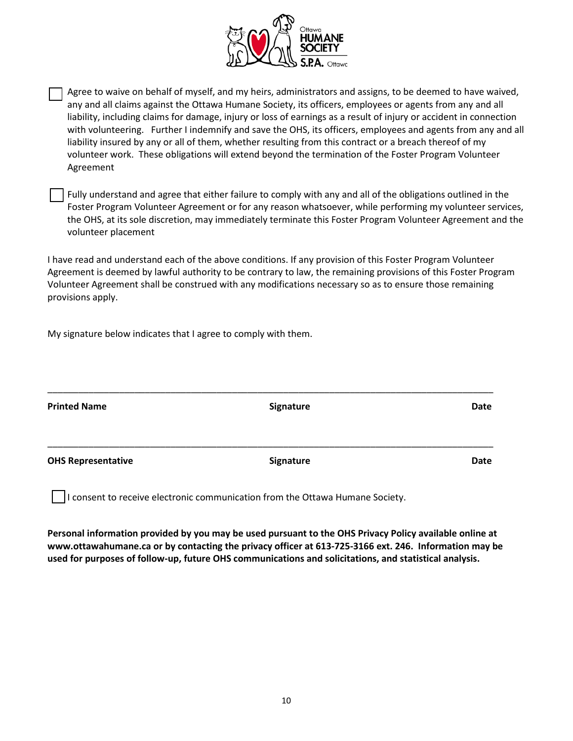☐ Agree to waive on behalf of myself, and my heirs, administrators and assigns, to be deemed to have waived, any and all claims against the Ottawa Humane Society, its officers, employees or agents from any and all liability, including claims for damage, injury or loss of earnings as a result of injury or accident in connection with volunteering. Further I indemnify and save the OHS, its officers, employees and agents from any and all liability insured by any or all of them, whether resulting from this contract or a breach thereof of my volunteer work. These obligations will extend beyond the termination of the Foster Program Volunteer Agreement

☐ Fully understand and agree that either failure to comply with any and all of the obligations outlined in the Foster Program Volunteer Agreement or for any reason whatsoever, while performing my volunteer services, the OHS, at its sole discretion, may immediately terminate this Foster Program Volunteer Agreement and the volunteer placement

I have read and understand each of the above conditions. If any provision of this Foster Program Volunteer Agreement is deemed by lawful authority to be contrary to law, the remaining provisions of this Foster Program Volunteer Agreement shall be construed with any modifications necessary so as to ensure those remaining provisions apply.

My signature below indicates that I agree to comply with them.

______________________________________________________________________________

**Printed Name** **Signature** **Date**

______________________________________________________________________________

**OHS Representative** **Signature** **Date**

☐ I consent to receive electronic communication from the Ottawa Humane Society.

**Personal information provided by you may be used pursuant to the OHS Privacy Policy available online at www.ottawahumane.ca or by contacting the privacy officer at 613-725-3166 ext. 246. Information may be used for purposes of follow-up, future OHS communications and solicitations, and statistical analysis.**